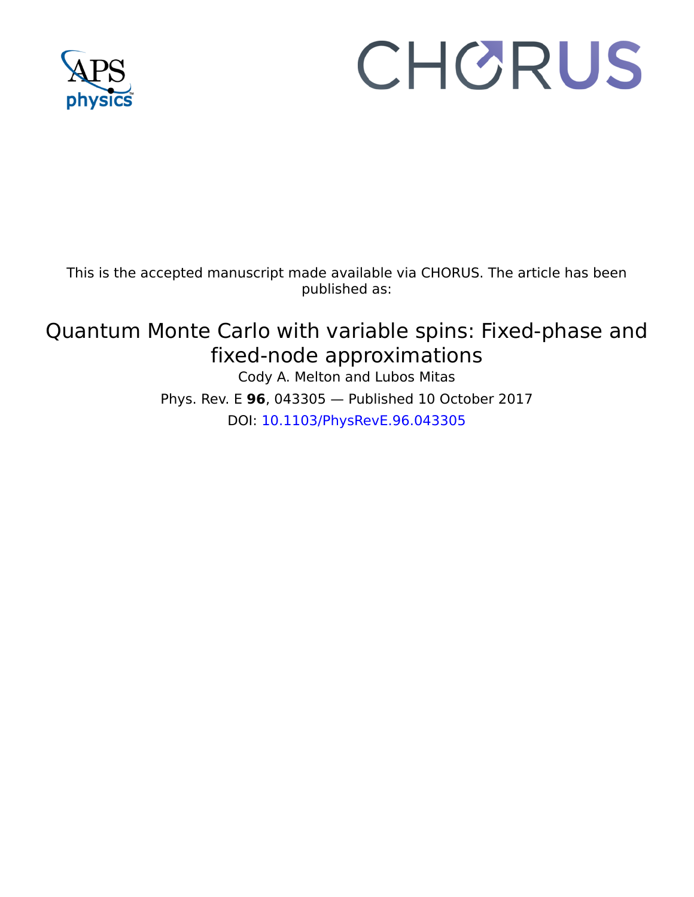This is the accepted manuscript made available via CHORUS. The article has been published as:

# Quantum Monte Carlo with variable spins: Fixed-phase and fixed-node approximations

Cody A. Melton and Lubos Mitas

Phys. Rev. E **96**, 043305 — Published 10 October 2017

DOI: 10.1103/PhysRevE.96.043305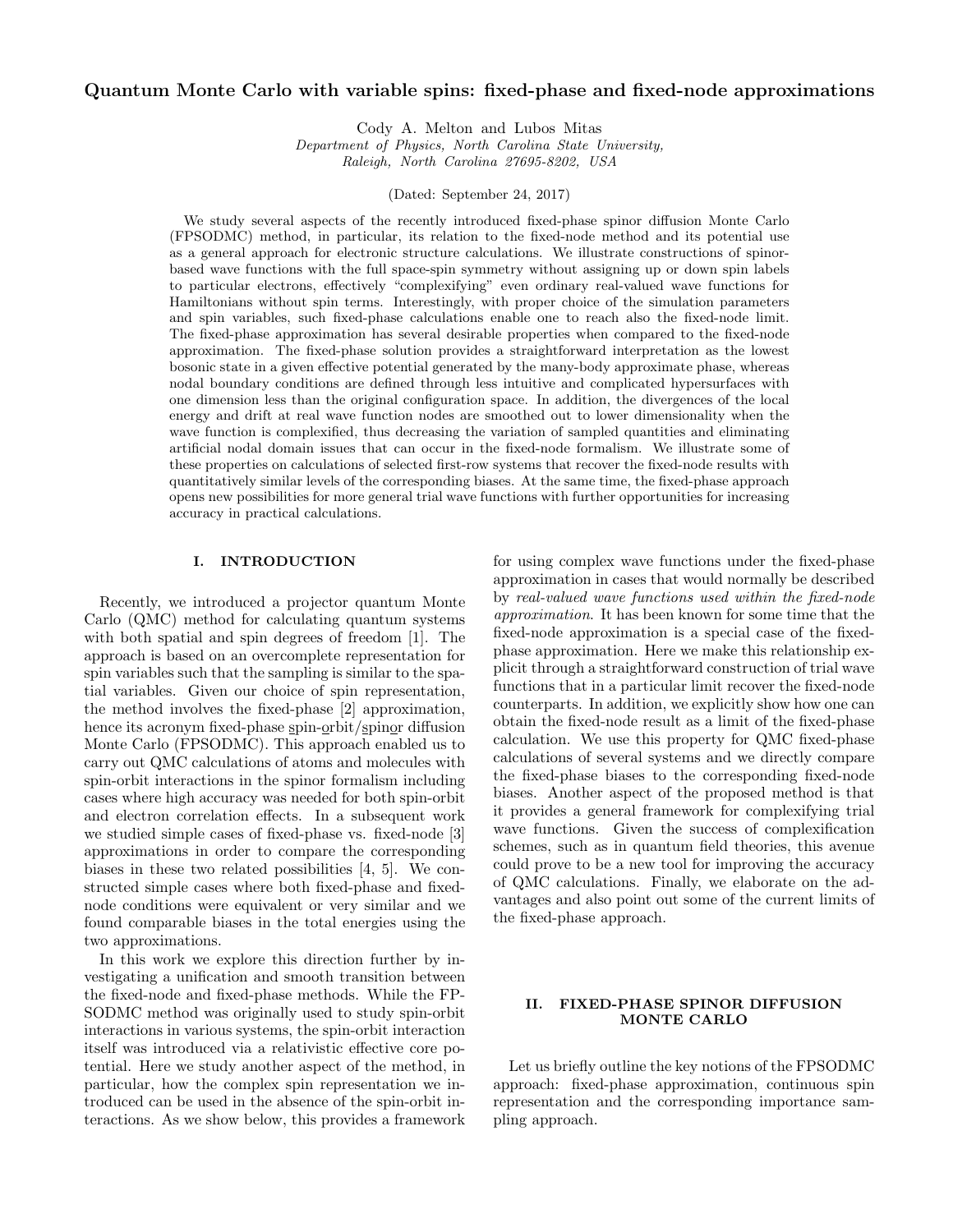# Quantum Monte Carlo with variable spins: fixed-phase and fixed-node approximations

Cody A. Melton and Lubos Mitas

*Department of Physics, North Carolina State University, Raleigh, North Carolina 27695-8202, USA*

(Dated: September 24, 2017)

We study several aspects of the recently introduced fixed-phase spinor diffusion Monte Carlo (FPSODMC) method, in particular, its relation to the fixed-node method and its potential use as a general approach for electronic structure calculations. We illustrate constructions of spinor-based wave functions with the full space-spin symmetry without assigning up or down spin labels to particular electrons, effectively "complexifying" even ordinary real-valued wave functions for Hamiltonians without spin terms. Interestingly, with proper choice of the simulation parameters and spin variables, such fixed-phase calculations enable one to reach also the fixed-node limit. The fixed-phase approximation has several desirable properties when compared to the fixed-node approximation. The fixed-phase solution provides a straightforward interpretation as the lowest bosonic state in a given effective potential generated by the many-body approximate phase, whereas nodal boundary conditions are defined through less intuitive and complicated hypersurfaces with one dimension less than the original configuration space. In addition, the divergences of the local energy and drift at real wave function nodes are smoothed out to lower dimensionality when the wave function is complexified, thus decreasing the variation of sampled quantities and eliminating artificial nodal domain issues that can occur in the fixed-node formalism. We illustrate some of these properties on calculations of selected first-row systems that recover the fixed-node results with quantitatively similar levels of the corresponding biases. At the same time, the fixed-phase approach opens new possibilities for more general trial wave functions with further opportunities for increasing accuracy in practical calculations.

## I. INTRODUCTION

Recently, we introduced a projector quantum Monte Carlo (QMC) method for calculating quantum systems with both spatial and spin degrees of freedom [1]. The approach is based on an overcomplete representation for spin variables such that the sampling is similar to the spatial variables. Given our choice of spin representation, the method involves the fixed-phase [2] approximation, hence its acronym fixed-phase spin-orbit/spinor diffusion Monte Carlo (FPSODMC). This approach enabled us to carry out QMC calculations of atoms and molecules with spin-orbit interactions in the spinor formalism including cases where high accuracy was needed for both spin-orbit and electron correlation effects. In a subsequent work we studied simple cases of fixed-phase vs. fixed-node [3] approximations in order to compare the corresponding biases in these two related possibilities [4, 5]. We constructed simple cases where both fixed-phase and fixed-node conditions were equivalent or very similar and we found comparable biases in the total energies using the two approximations.

In this work we explore this direction further by investigating a unification and smooth transition between the fixed-node and fixed-phase methods. While the FPSODMC method was originally used to study spin-orbit interactions in various systems, the spin-orbit interaction itself was introduced via a relativistic effective core potential. Here we study another aspect of the method, in particular, how the complex spin representation we introduced can be used in the absence of the spin-orbit interactions. As we show below, this provides a framework for using complex wave functions under the fixed-phase approximation in cases that would normally be described by *real-valued wave functions used within the fixed-node approximation*. It has been known for some time that the fixed-node approximation is a special case of the fixed-phase approximation. Here we make this relationship explicit through a straightforward construction of trial wave functions that in a particular limit recover the fixed-node counterparts. In addition, we explicitly show how one can obtain the fixed-node result as a limit of the fixed-phase calculation. We use this property for QMC fixed-phase calculations of several systems and we directly compare the fixed-phase biases to the corresponding fixed-node biases. Another aspect of the proposed method is that it provides a general framework for complexifying trial wave functions. Given the success of complexification schemes, such as in quantum field theories, this avenue could prove to be a new tool for improving the accuracy of QMC calculations. Finally, we elaborate on the advantages and also point out some of the current limits of the fixed-phase approach.

## II. FIXED-PHASE SPINOR DIFFUSION MONTE CARLO

Let us briefly outline the key notions of the FPSODMC approach: fixed-phase approximation, continuous spin representation and the corresponding importance sampling approach.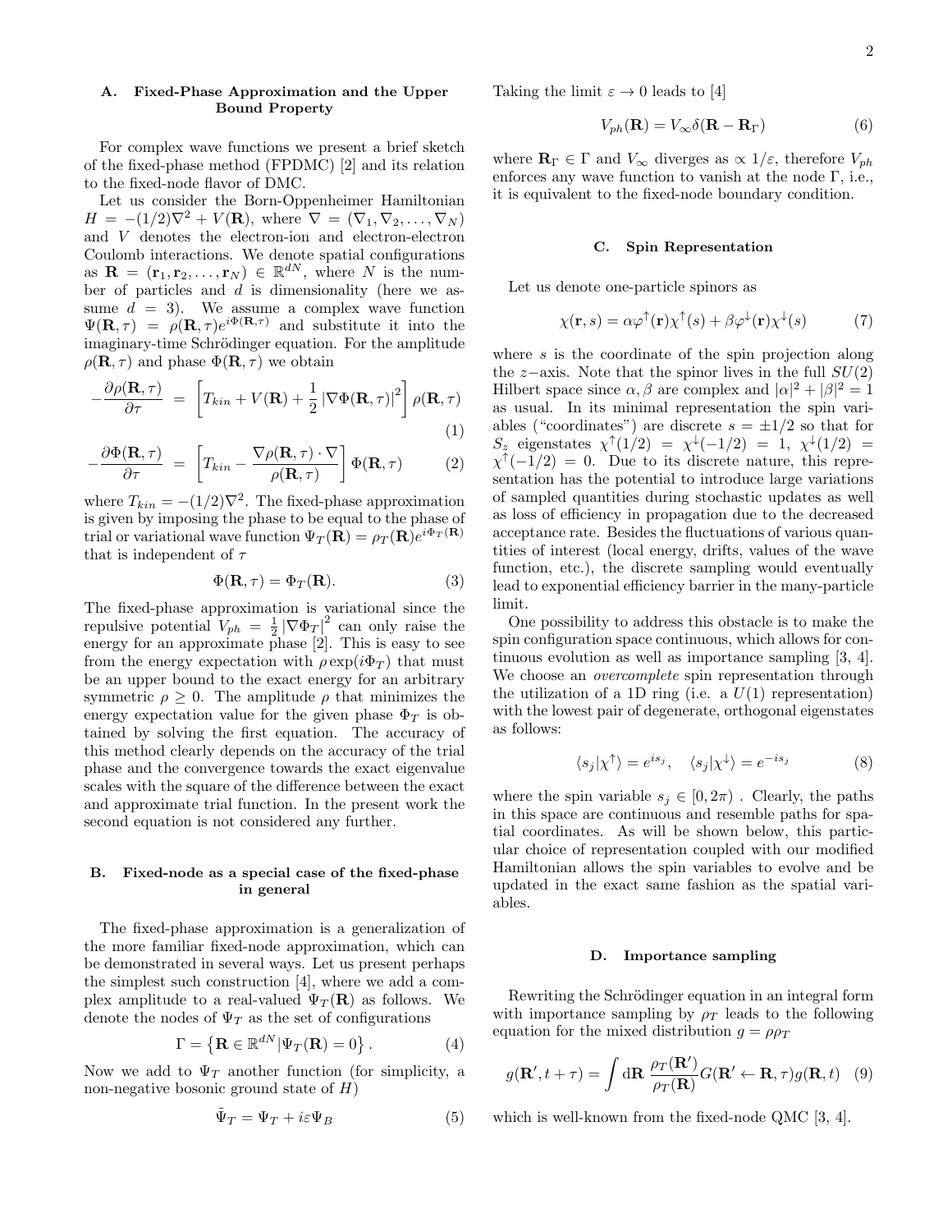### A. Fixed-Phase Approximation and the Upper Bound Property

For complex wave functions we present a brief sketch of the fixed-phase method (FPDMC) [2] and its relation to the fixed-node flavor of DMC.

Let us consider the Born-Oppenheimer Hamiltonian $H = -(1/2)\nabla^2 + V(\mathbf{R})$, where $\nabla = (\nabla_1, \nabla_2, \ldots, \nabla_N)$ and $V$ denotes the electron-ion and electron-electron Coulomb interactions. We denote spatial configurations as $\mathbf{R} = (\mathbf{r}_1, \mathbf{r}_2, \ldots, \mathbf{r}_N) \in \mathbb{R}^{dN}$, where $N$ is the number of particles and $d$ is dimensionality (here we assume $d = 3$). We assume a complex wave function $\Psi(\mathbf{R}, \tau) = \rho(\mathbf{R}, \tau)e^{i\Phi(\mathbf{R},\tau)}$ and substitute it into the imaginary-time Schrödinger equation. For the amplitude $\rho(\mathbf{R}, \tau)$ and phase $\Phi(\mathbf{R}, \tau)$ we obtain

$$-\frac{\partial \rho(\mathbf{R}, \tau)}{\partial \tau} = \left[T_{kin} + V(\mathbf{R}) + \frac{1}{2}\left|\nabla\Phi(\mathbf{R}, \tau)\right|^2\right]\rho(\mathbf{R}, \tau) \quad (1)$$

$$-\frac{\partial \Phi(\mathbf{R}, \tau)}{\partial \tau} = \left[T_{kin} - \frac{\nabla\rho(\mathbf{R}, \tau)\cdot\nabla}{\rho(\mathbf{R}, \tau)}\right]\Phi(\mathbf{R}, \tau) \quad (2)$$

where $T_{kin} = -(1/2)\nabla^2$. The fixed-phase approximation is given by imposing the phase to be equal to the phase of trial or variational wave function $\Psi_T(\mathbf{R}) = \rho_T(\mathbf{R})e^{i\Phi_T(\mathbf{R})}$ that is independent of $\tau$

$$\Phi(\mathbf{R}, \tau) = \Phi_T(\mathbf{R}). \quad (3)$$

The fixed-phase approximation is variational since the repulsive potential $V_{ph} = \frac{1}{2}\left|\nabla\Phi_T\right|^2$ can only raise the energy for an approximate phase [2]. This is easy to see from the energy expectation with $\rho\exp(i\Phi_T)$ that must be an upper bound to the exact energy for an arbitrary symmetric $\rho \geq 0$. The amplitude $\rho$ that minimizes the energy expectation value for the given phase $\Phi_T$ is obtained by solving the first equation. The accuracy of this method clearly depends on the accuracy of the trial phase and the convergence towards the exact eigenvalue scales with the square of the difference between the exact and approximate trial function. In the present work the second equation is not considered any further.

### B. Fixed-node as a special case of the fixed-phase in general

The fixed-phase approximation is a generalization of the more familiar fixed-node approximation, which can be demonstrated in several ways. Let us present perhaps the simplest such construction [4], where we add a complex amplitude to a real-valued $\Psi_T(\mathbf{R})$ as follows. We denote the nodes of $\Psi_T$ as the set of configurations

$$\Gamma = \left\{\mathbf{R} \in \mathbb{R}^{dN} | \Psi_T(\mathbf{R}) = 0\right\}. \quad (4)$$

Now we add to $\Psi_T$ another function (for simplicity, a non-negative bosonic ground state of $H$)

$$\tilde{\Psi}_T = \Psi_T + i\varepsilon\Psi_B \quad (5)$$

Taking the limit $\varepsilon \to 0$ leads to [4]

$$V_{ph}(\mathbf{R}) = V_\infty \delta(\mathbf{R} - \mathbf{R}_\Gamma) \quad (6)$$

where $\mathbf{R}_\Gamma \in \Gamma$ and $V_\infty$ diverges as $\propto 1/\varepsilon$, therefore $V_{ph}$ enforces any wave function to vanish at the node $\Gamma$, i.e., it is equivalent to the fixed-node boundary condition.

### C. Spin Representation

Let us denote one-particle spinors as

$$\chi(\mathbf{r}, s) = \alpha\varphi^\uparrow(\mathbf{r})\chi^\uparrow(s) + \beta\varphi^\downarrow(\mathbf{r})\chi^\downarrow(s) \quad (7)$$

where $s$ is the coordinate of the spin projection along the $z-$axis. Note that the spinor lives in the full $SU(2)$ Hilbert space since $\alpha, \beta$ are complex and $|\alpha|^2 + |\beta|^2 = 1$ as usual. In its minimal representation the spin variables ("coordinates") are discrete $s = \pm 1/2$ so that for $S_z$ eigenstates $\chi^\uparrow(1/2) = \chi^\downarrow(-1/2) = 1$, $\chi^\downarrow(1/2) = \chi^\uparrow(-1/2) = 0$. Due to its discrete nature, this representation has the potential to introduce large variations of sampled quantities during stochastic updates as well as loss of efficiency in propagation due to the decreased acceptance rate. Besides the fluctuations of various quantities of interest (local energy, drifts, values of the wave function, etc.), the discrete sampling would eventually lead to exponential efficiency barrier in the many-particle limit.

One possibility to address this obstacle is to make the spin configuration space continuous, which allows for continuous evolution as well as importance sampling [3, 4]. We choose an *overcomplete* spin representation through the utilization of a 1D ring (i.e. a $U(1)$ representation) with the lowest pair of degenerate, orthogonal eigenstates as follows:

$$\langle s_j|\chi^\uparrow\rangle = e^{is_j}, \quad \langle s_j|\chi^\downarrow\rangle = e^{-is_j} \quad (8)$$

where the spin variable $s_j \in [0, 2\pi)$ . Clearly, the paths in this space are continuous and resemble paths for spatial coordinates. As will be shown below, this particular choice of representation coupled with our modified Hamiltonian allows the spin variables to evolve and be updated in the exact same fashion as the spatial variables.

### D. Importance sampling

Rewriting the Schrödinger equation in an integral form with importance sampling by $\rho_T$ leads to the following equation for the mixed distribution $g = \rho\rho_T$

$$g(\mathbf{R}', t + \tau) = \int \mathrm{d}\mathbf{R}\, \frac{\rho_T(\mathbf{R}')}{\rho_T(\mathbf{R})} G(\mathbf{R}' \leftarrow \mathbf{R}, \tau) g(\mathbf{R}, t) \quad (9)$$

which is well-known from the fixed-node QMC [3, 4].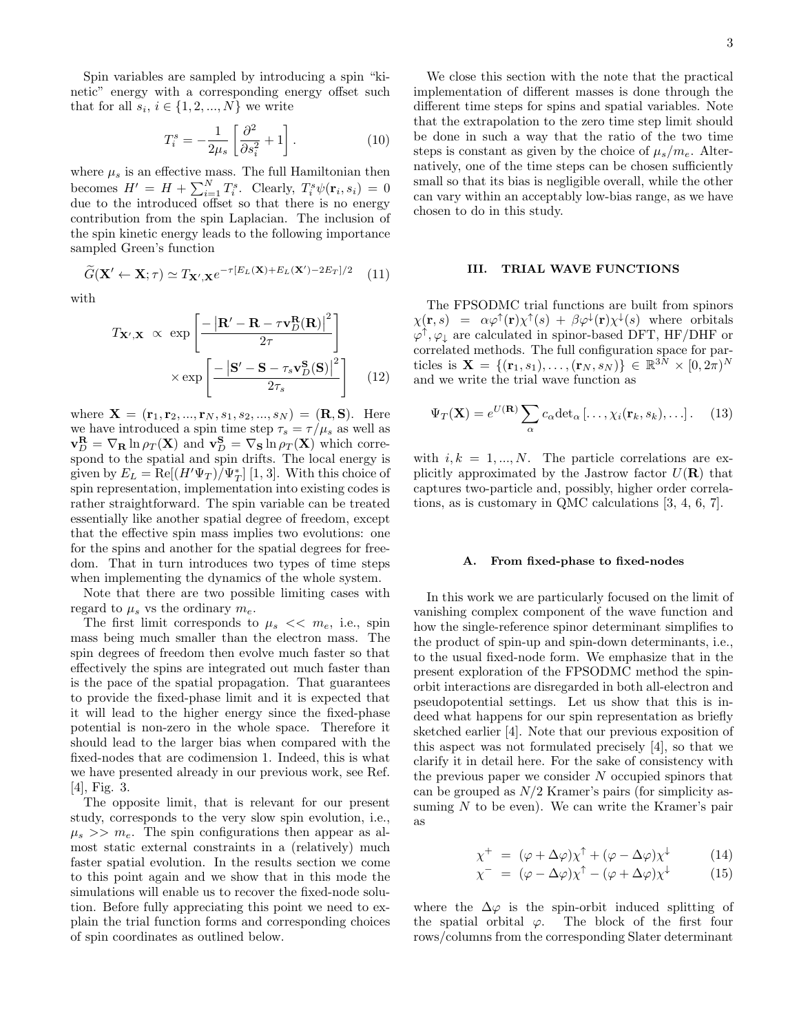Spin variables are sampled by introducing a spin "kinetic" energy with a corresponding energy offset such that for all $s_i$, $i \in \{1, 2, ..., N\}$ we write

$$T_i^s = -\frac{1}{2\mu_s}\left[\frac{\partial^2}{\partial s_i^2} + 1\right]. \tag{10}$$

where $\mu_s$ is an effective mass. The full Hamiltonian then becomes $H' = H + \sum_{i=1}^N T_i^s$. Clearly, $T_i^s \psi(\mathbf{r}_i, s_i) = 0$ due to the introduced offset so that there is no energy contribution from the spin Laplacian. The inclusion of the spin kinetic energy leads to the following importance sampled Green's function

$$\widetilde{G}(\mathbf{X}' \leftarrow \mathbf{X}; \tau) \simeq T_{\mathbf{X}',\mathbf{X}} e^{-\tau[E_L(\mathbf{X}) + E_L(\mathbf{X}') - 2E_T]/2} \tag{11}$$

with

$$T_{\mathbf{X}',\mathbf{X}} \propto \exp\left[\frac{-\left|\mathbf{R}' - \mathbf{R} - \tau \mathbf{v}_D^{\mathbf{R}}(\mathbf{R})\right|^2}{2\tau}\right] \times \exp\left[\frac{-\left|\mathbf{S}' - \mathbf{S} - \tau_s \mathbf{v}_D^{\mathbf{S}}(\mathbf{S})\right|^2}{2\tau_s}\right] \tag{12}$$

where $\mathbf{X} = (\mathbf{r}_1, \mathbf{r}_2, ..., \mathbf{r}_N, s_1, s_2, ..., s_N) = (\mathbf{R}, \mathbf{S})$. Here we have introduced a spin time step $\tau_s = \tau/\mu_s$ as well as $\mathbf{v}_D^{\mathbf{R}} = \nabla_{\mathbf{R}} \ln \rho_T(\mathbf{X})$ and $\mathbf{v}_D^{\mathbf{S}} = \nabla_{\mathbf{S}} \ln \rho_T(\mathbf{X})$ which correspond to the spatial and spin drifts. The local energy is given by $E_L = \mathrm{Re}[(H'\Psi_T)/\Psi_T^*]$ [1, 3]. With this choice of spin representation, implementation into existing codes is rather straightforward. The spin variable can be treated essentially like another spatial degree of freedom, except that the effective spin mass implies two evolutions: one for the spins and another for the spatial degrees for freedom. That in turn introduces two types of time steps when implementing the dynamics of the whole system.

Note that there are two possible limiting cases with regard to $\mu_s$ vs the ordinary $m_e$.

The first limit corresponds to $\mu_s << m_e$, i.e., spin mass being much smaller than the electron mass. The spin degrees of freedom then evolve much faster so that effectively the spins are integrated out much faster than is the pace of the spatial propagation. That guarantees to provide the fixed-phase limit and it is expected that it will lead to the higher energy since the fixed-phase potential is non-zero in the whole space. Therefore it should lead to the larger bias when compared with the fixed-nodes that are codimension 1. Indeed, this is what we have presented already in our previous work, see Ref. [4], Fig. 3.

The opposite limit, that is relevant for our present study, corresponds to the very slow spin evolution, i.e., $\mu_s >> m_e$. The spin configurations then appear as almost static external constraints in a (relatively) much faster spatial evolution. In the results section we come to this point again and we show that in this mode the simulations will enable us to recover the fixed-node solution. Before fully appreciating this point we need to explain the trial function forms and corresponding choices of spin coordinates as outlined below.

We close this section with the note that the practical implementation of different masses is done through the different time steps for spins and spatial variables. Note that the extrapolation to the zero time step limit should be done in such a way that the ratio of the two time steps is constant as given by the choice of $\mu_s/m_e$. Alternatively, one of the time steps can be chosen sufficiently small so that its bias is negligible overall, while the other can vary within an acceptably low-bias range, as we have chosen to do in this study.

## III. TRIAL WAVE FUNCTIONS

The FPSODMC trial functions are built from spinors $\chi(\mathbf{r}, s) = \alpha\varphi^\uparrow(\mathbf{r})\chi^\uparrow(s) + \beta\varphi^\downarrow(\mathbf{r})\chi^\downarrow(s)$ where orbitals $\varphi^\uparrow, \varphi_\downarrow$ are calculated in spinor-based DFT, HF/DHF or correlated methods. The full configuration space for particles is $\mathbf{X} = \{(\mathbf{r}_1, s_1), \ldots, (\mathbf{r}_N, s_N)\} \in \mathbb{R}^{3N} \times [0, 2\pi)^N$ and we write the trial wave function as

$$\Psi_T(\mathbf{X}) = e^{U(\mathbf{R})} \sum_\alpha c_\alpha \mathrm{det}_\alpha \left[\ldots, \chi_i(\mathbf{r}_k, s_k), \ldots\right]. \tag{13}$$

with $i, k = 1, ..., N$. The particle correlations are explicitly approximated by the Jastrow factor $U(\mathbf{R})$ that captures two-particle and, possibly, higher order correlations, as is customary in QMC calculations [3, 4, 6, 7].

### A. From fixed-phase to fixed-nodes

In this work we are particularly focused on the limit of vanishing complex component of the wave function and how the single-reference spinor determinant simplifies to the product of spin-up and spin-down determinants, i.e., to the usual fixed-node form. We emphasize that in the present exploration of the FPSODMC method the spin-orbit interactions are disregarded in both all-electron and pseudopotential settings. Let us show that this is indeed what happens for our spin representation as briefly sketched earlier [4]. Note that our previous exposition of this aspect was not formulated precisely [4], so that we clarify it in detail here. For the sake of consistency with the previous paper we consider $N$ occupied spinors that can be grouped as $N/2$ Kramer's pairs (for simplicity assuming $N$ to be even). We can write the Kramer's pair as

$$\chi^+ = (\varphi + \Delta\varphi)\chi^\uparrow + (\varphi - \Delta\varphi)\chi^\downarrow \tag{14}$$

$$\chi^- = (\varphi - \Delta\varphi)\chi^\uparrow - (\varphi + \Delta\varphi)\chi^\downarrow \tag{15}$$

where the $\Delta\varphi$ is the spin-orbit induced splitting of the spatial orbital $\varphi$. The block of the first four rows/columns from the corresponding Slater determinant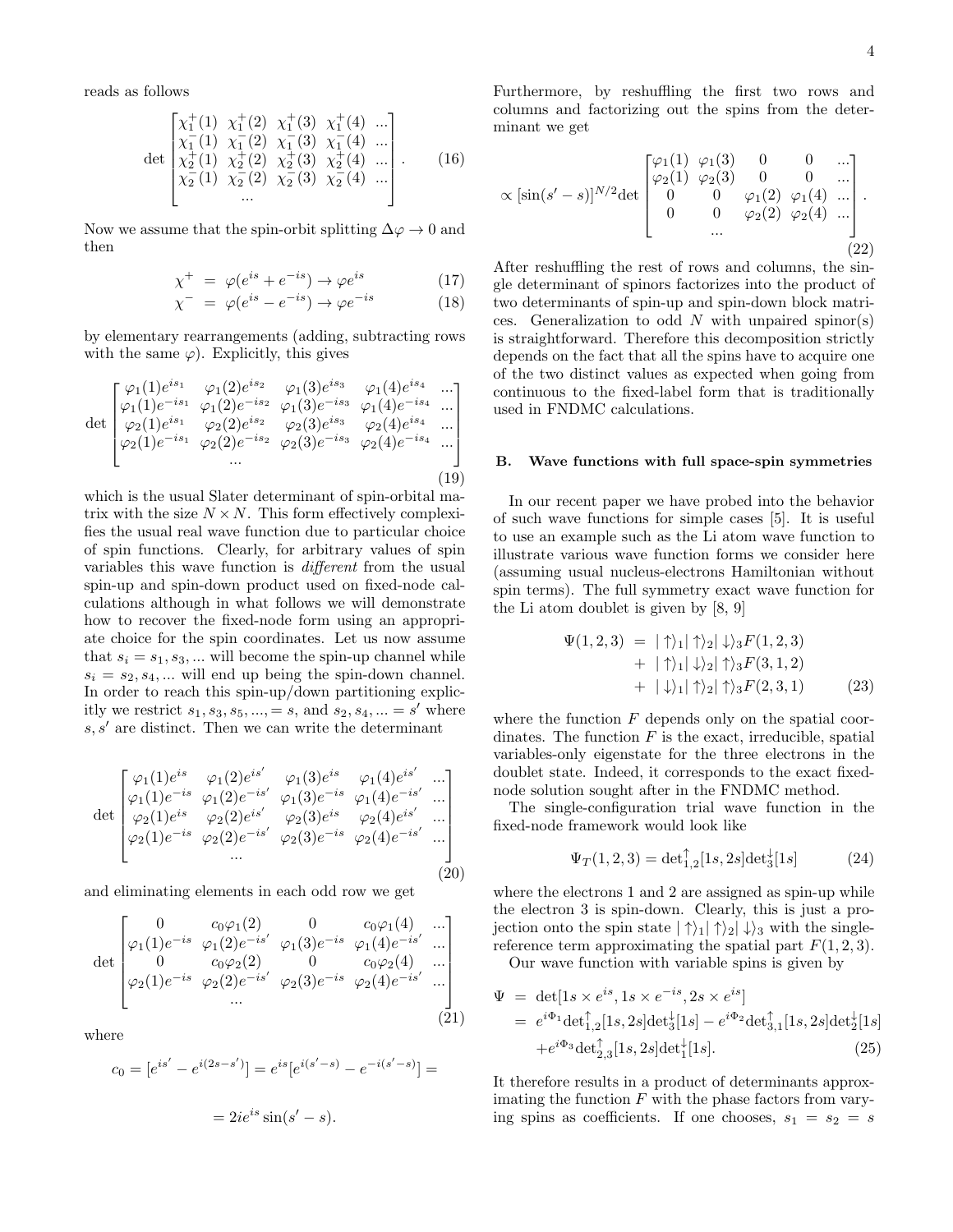reads as follows

$$
\det \begin{bmatrix} \chi_1^+(1) & \chi_1^+(2) & \chi_1^+(3) & \chi_1^+(4) & ... \\ \chi_1^-(1) & \chi_1^-(2) & \chi_1^-(3) & \chi_1^-(4) & ... \\ \chi_2^+(1) & \chi_2^+(2) & \chi_2^+(3) & \chi_2^+(4) & ... \\ \chi_2^-(1) & \chi_2^-(2) & \chi_2^-(3) & \chi_2^-(4) & ... \\ & & ... & & \end{bmatrix} . \tag{16}
$$

Now we assume that the spin-orbit splitting $\Delta\varphi \to 0$ and then

$$
\chi^+ = \varphi(e^{is} + e^{-is}) \to \varphi e^{is} \tag{17}
$$

$$
\chi^- = \varphi(e^{is} - e^{-is}) \to \varphi e^{-is} \tag{18}
$$

by elementary rearrangements (adding, subtracting rows with the same $\varphi$). Explicitly, this gives

$$
\det \begin{bmatrix} \varphi_1(1)e^{is_1} & \varphi_1(2)e^{is_2} & \varphi_1(3)e^{is_3} & \varphi_1(4)e^{is_4} & ... \\ \varphi_1(1)e^{-is_1} & \varphi_1(2)e^{-is_2} & \varphi_1(3)e^{-is_3} & \varphi_1(4)e^{-is_4} & ... \\ \varphi_2(1)e^{is_1} & \varphi_2(2)e^{is_2} & \varphi_2(3)e^{is_3} & \varphi_2(4)e^{is_4} & ... \\ \varphi_2(1)e^{-is_1} & \varphi_2(2)e^{-is_2} & \varphi_2(3)e^{-is_3} & \varphi_2(4)e^{-is_4} & ... \\ & & ... & & \end{bmatrix} \tag{19}
$$

which is the usual Slater determinant of spin-orbital matrix with the size $N \times N$. This form effectively complexifies the usual real wave function due to particular choice of spin functions. Clearly, for arbitrary values of spin variables this wave function is *different* from the usual spin-up and spin-down product used on fixed-node calculations although in what follows we will demonstrate how to recover the fixed-node form using an appropriate choice for the spin coordinates. Let us now assume that $s_i = s_1, s_3, ...$ will become the spin-up channel while $s_i = s_2, s_4, ...$ will end up being the spin-down channel. In order to reach this spin-up/down partitioning explicitly we restrict $s_1, s_3, s_5, ..., = s$, and $s_2, s_4, ... = s'$ where $s, s'$ are distinct. Then we can write the determinant

$$
\det \begin{bmatrix} \varphi_1(1)e^{is} & \varphi_1(2)e^{is'} & \varphi_1(3)e^{is} & \varphi_1(4)e^{is'} & ... \\ \varphi_1(1)e^{-is} & \varphi_1(2)e^{-is'} & \varphi_1(3)e^{-is} & \varphi_1(4)e^{-is'} & ... \\ \varphi_2(1)e^{is} & \varphi_2(2)e^{is'} & \varphi_2(3)e^{is} & \varphi_2(4)e^{is'} & ... \\ \varphi_2(1)e^{-is} & \varphi_2(2)e^{-is'} & \varphi_2(3)e^{-is} & \varphi_2(4)e^{-is'} & ... \\ & & ... & & \end{bmatrix} \tag{20}
$$

and eliminating elements in each odd row we get

$$
\det \begin{bmatrix} 0 & c_0\varphi_1(2) & 0 & c_0\varphi_1(4) & ... \\ \varphi_1(1)e^{-is} & \varphi_1(2)e^{-is'} & \varphi_1(3)e^{-is} & \varphi_1(4)e^{-is'} & ... \\ 0 & c_0\varphi_2(2) & 0 & c_0\varphi_2(4) & ... \\ \varphi_2(1)e^{-is} & \varphi_2(2)e^{-is'} & \varphi_2(3)e^{-is} & \varphi_2(4)e^{-is'} & ... \\ & & ... & & \end{bmatrix} \tag{21}
$$

where

$$
c_0 = [e^{is'} - e^{i(2s-s')}] = e^{is}[e^{i(s'-s)} - e^{-i(s'-s)}] =
$$

$$
= 2ie^{is}\sin(s'-s).
$$

Furthermore, by reshuffling the first two rows and columns and factorizing out the spins from the determinant we get

$$
\propto [\sin(s'-s)]^{N/2} \det \begin{bmatrix} \varphi_1(1) & \varphi_1(3) & 0 & 0 & ... \\ \varphi_2(1) & \varphi_2(3) & 0 & 0 & ... \\ 0 & 0 & \varphi_1(2) & \varphi_1(4) & ... \\ 0 & 0 & \varphi_2(2) & \varphi_2(4) & ... \\ & & ... & & \end{bmatrix} . \tag{22}
$$

After reshuffling the rest of rows and columns, the single determinant of spinors factorizes into the product of two determinants of spin-up and spin-down block matrices. Generalization to odd $N$ with unpaired spinor(s) is straightforward. Therefore this decomposition strictly depends on the fact that all the spins have to acquire one of the two distinct values as expected when going from continuous to the fixed-label form that is traditionally used in FNDMC calculations.

### B. Wave functions with full space-spin symmetries

In our recent paper we have probed into the behavior of such wave functions for simple cases [5]. It is useful to use an example such as the Li atom wave function to illustrate various wave function forms we consider here (assuming usual nucleus-electrons Hamiltonian without spin terms). The full symmetry exact wave function for the Li atom doublet is given by [8, 9]

$$
\begin{aligned}
\Psi(1,2,3) &= |\uparrow\rangle_1 |\uparrow\rangle_2 |\downarrow\rangle_3 F(1,2,3) \\
&+ |\uparrow\rangle_1 |\downarrow\rangle_2 |\uparrow\rangle_3 F(3,1,2) \\
&+ |\downarrow\rangle_1 |\uparrow\rangle_2 |\uparrow\rangle_3 F(2,3,1)
\end{aligned} \tag{23}
$$

where the function $F$ depends only on the spatial coordinates. The function $F$ is the exact, irreducible, spatial variables-only eigenstate for the three electrons in the doublet state. Indeed, it corresponds to the exact fixed-node solution sought after in the FNDMC method.

The single-configuration trial wave function in the fixed-node framework would look like

$$
\Psi_T(1,2,3) = \det{}^{\uparrow}_{1,2}[1s, 2s]\det{}^{\downarrow}_{3}[1s] \tag{24}
$$

where the electrons 1 and 2 are assigned as spin-up while the electron 3 is spin-down. Clearly, this is just a projection onto the spin state $|\uparrow\rangle_1 |\uparrow\rangle_2 |\downarrow\rangle_3$ with the single-reference term approximating the spatial part $F(1,2,3)$.

Our wave function with variable spins is given by

$$
\begin{aligned}
\Psi &= \det[1s \times e^{is}, 1s \times e^{-is}, 2s \times e^{is}] \\
&= e^{i\Phi_1}\det{}^{\uparrow}_{1,2}[1s, 2s]\det{}^{\downarrow}_{3}[1s] - e^{i\Phi_2}\det{}^{\uparrow}_{3,1}[1s, 2s]\det{}^{\downarrow}_{2}[1s] \\
&+ e^{i\Phi_3}\det{}^{\uparrow}_{2,3}[1s, 2s]\det{}^{\downarrow}_{1}[1s].
\end{aligned} \tag{25}
$$

It therefore results in a product of determinants approximating the function $F$ with the phase factors from varying spins as coefficients. If one chooses, $s_1 = s_2 = s$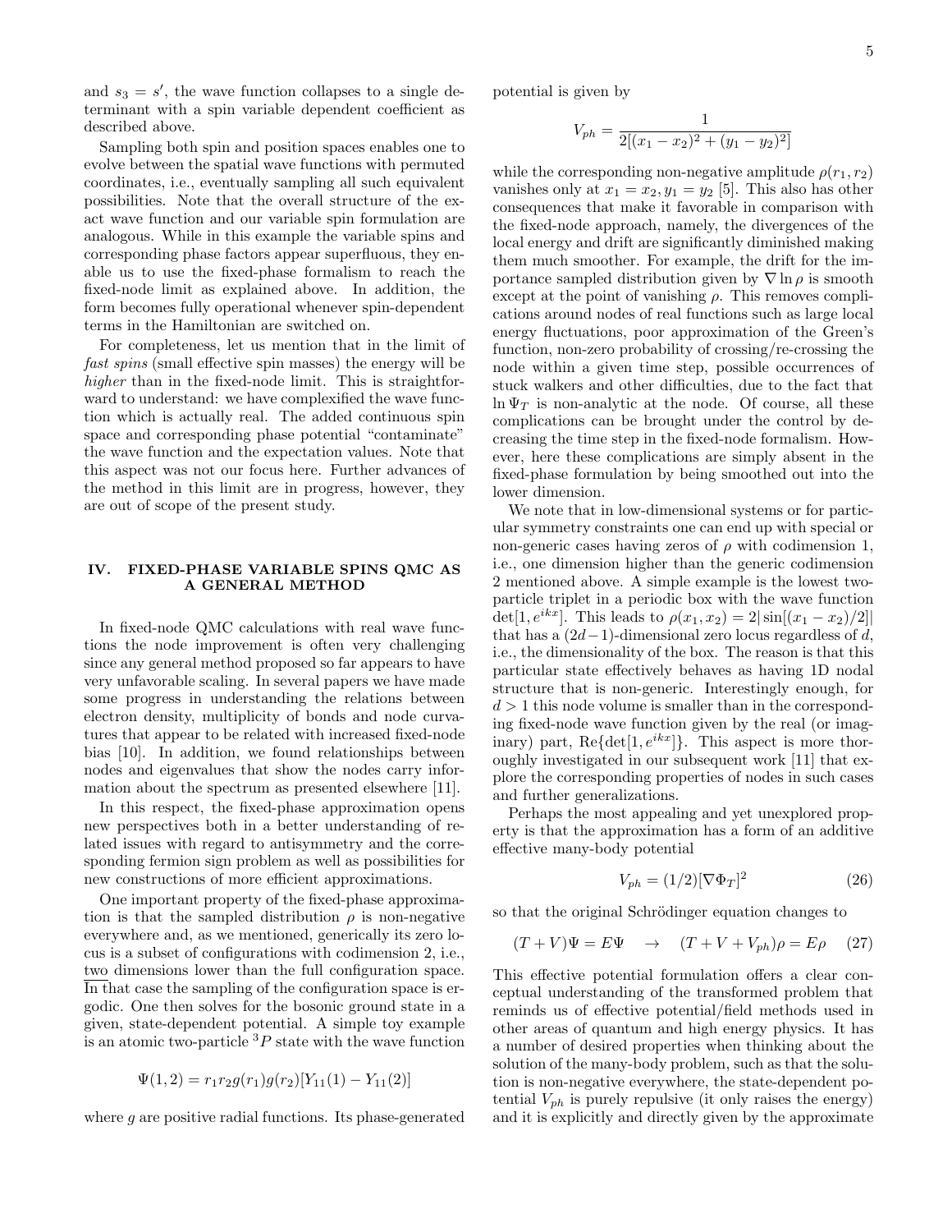and $s_3 = s'$, the wave function collapses to a single determinant with a spin variable dependent coefficient as described above.

Sampling both spin and position spaces enables one to evolve between the spatial wave functions with permuted coordinates, i.e., eventually sampling all such equivalent possibilities. Note that the overall structure of the exact wave function and our variable spin formulation are analogous. While in this example the variable spins and corresponding phase factors appear superfluous, they enable us to use the fixed-phase formalism to reach the fixed-node limit as explained above. In addition, the form becomes fully operational whenever spin-dependent terms in the Hamiltonian are switched on.

For completeness, let us mention that in the limit of *fast spins* (small effective spin masses) the energy will be *higher* than in the fixed-node limit. This is straightforward to understand: we have complexified the wave function which is actually real. The added continuous spin space and corresponding phase potential "contaminate" the wave function and the expectation values. Note that this aspect was not our focus here. Further advances of the method in this limit are in progress, however, they are out of scope of the present study.

## IV. FIXED-PHASE VARIABLE SPINS QMC AS A GENERAL METHOD

In fixed-node QMC calculations with real wave functions the node improvement is often very challenging since any general method proposed so far appears to have very unfavorable scaling. In several papers we have made some progress in understanding the relations between electron density, multiplicity of bonds and node curvatures that appear to be related with increased fixed-node bias [10]. In addition, we found relationships between nodes and eigenvalues that show the nodes carry information about the spectrum as presented elsewhere [11].

In this respect, the fixed-phase approximation opens new perspectives both in a better understanding of related issues with regard to antisymmetry and the corresponding fermion sign problem as well as possibilities for new constructions of more efficient approximations.

One important property of the fixed-phase approximation is that the sampled distribution $\rho$ is non-negative everywhere and, as we mentioned, generically its zero locus is a subset of configurations with codimension 2, i.e., two dimensions lower than the full configuration space. In that case the sampling of the configuration space is ergodic. One then solves for the bosonic ground state in a given, state-dependent potential. A simple toy example is an atomic two-particle $^3P$ state with the wave function

$$\Psi(1,2) = r_1 r_2 g(r_1) g(r_2)[Y_{11}(1) - Y_{11}(2)]$$

where $g$ are positive radial functions. Its phase-generated potential is given by

$$V_{ph} = \frac{1}{2[(x_1 - x_2)^2 + (y_1 - y_2)^2]}$$

while the corresponding non-negative amplitude $\rho(r_1, r_2)$ vanishes only at $x_1 = x_2, y_1 = y_2$ [5]. This also has other consequences that make it favorable in comparison with the fixed-node approach, namely, the divergences of the local energy and drift are significantly diminished making them much smoother. For example, the drift for the importance sampled distribution given by $\nabla \ln \rho$ is smooth except at the point of vanishing $\rho$. This removes complications around nodes of real functions such as large local energy fluctuations, poor approximation of the Green's function, non-zero probability of crossing/re-crossing the node within a given time step, possible occurrences of stuck walkers and other difficulties, due to the fact that $\ln \Psi_T$ is non-analytic at the node. Of course, all these complications can be brought under the control by decreasing the time step in the fixed-node formalism. However, here these complications are simply absent in the fixed-phase formulation by being smoothed out into the lower dimension.

We note that in low-dimensional systems or for particular symmetry constraints one can end up with special or non-generic cases having zeros of $\rho$ with codimension 1, i.e., one dimension higher than the generic codimension 2 mentioned above. A simple example is the lowest two-particle triplet in a periodic box with the wave function $\det[1, e^{ikx}]$. This leads to $\rho(x_1, x_2) = 2|\sin[(x_1 - x_2)/2]|$ that has a $(2d-1)$-dimensional zero locus regardless of $d$, i.e., the dimensionality of the box. The reason is that this particular state effectively behaves as having 1D nodal structure that is non-generic. Interestingly enough, for $d > 1$ this node volume is smaller than in the corresponding fixed-node wave function given by the real (or imaginary) part, $\mathrm{Re}\{\det[1, e^{ikx}]\}$. This aspect is more thoroughly investigated in our subsequent work [11] that explore the corresponding properties of nodes in such cases and further generalizations.

Perhaps the most appealing and yet unexplored property is that the approximation has a form of an additive effective many-body potential

$$V_{ph} = (1/2)[\nabla \Phi_T]^2 \tag{26}$$

so that the original Schrödinger equation changes to

$$(T + V)\Psi = E\Psi \quad \rightarrow \quad (T + V + V_{ph})\rho = E\rho \tag{27}$$

This effective potential formulation offers a clear conceptual understanding of the transformed problem that reminds us of effective potential/field methods used in other areas of quantum and high energy physics. It has a number of desired properties when thinking about the solution of the many-body problem, such as that the solution is non-negative everywhere, the state-dependent potential $V_{ph}$ is purely repulsive (it only raises the energy) and it is explicitly and directly given by the approximate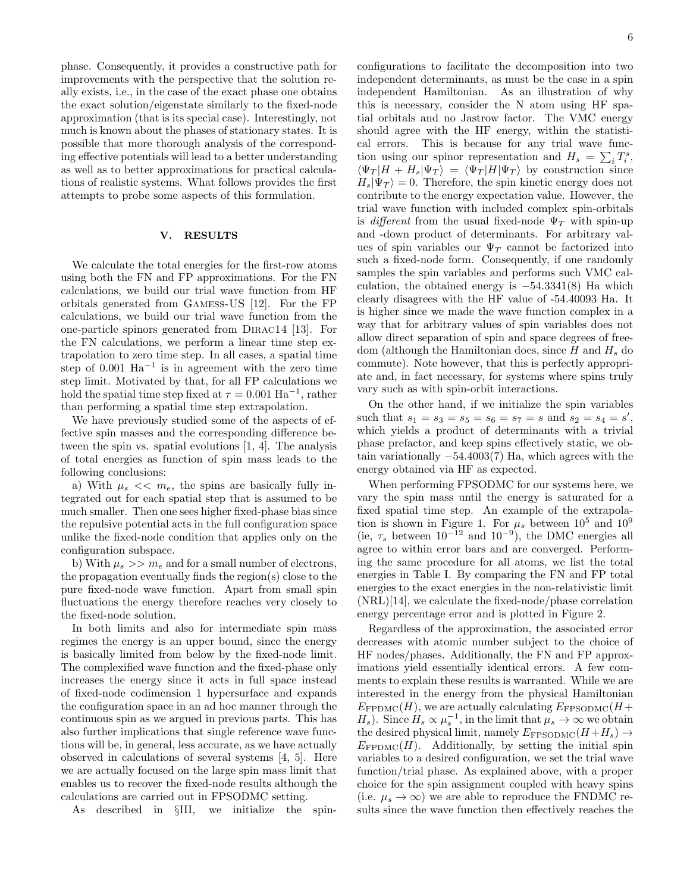phase. Consequently, it provides a constructive path for improvements with the perspective that the solution really exists, i.e., in the case of the exact phase one obtains the exact solution/eigenstate similarly to the fixed-node approximation (that is its special case). Interestingly, not much is known about the phases of stationary states. It is possible that more thorough analysis of the corresponding effective potentials will lead to a better understanding as well as to better approximations for practical calculations of realistic systems. What follows provides the first attempts to probe some aspects of this formulation.

## V. RESULTS

We calculate the total energies for the first-row atoms using both the FN and FP approximations. For the FN calculations, we build our trial wave function from HF orbitals generated from GAMESS-US [12]. For the FP calculations, we build our trial wave function from the one-particle spinors generated from DIRAC14 [13]. For the FN calculations, we perform a linear time step extrapolation to zero time step. In all cases, a spatial time step of 0.001 $\mathrm{Ha}^{-1}$ is in agreement with the zero time step limit. Motivated by that, for all FP calculations we hold the spatial time step fixed at $\tau = 0.001$ $\mathrm{Ha}^{-1}$, rather than performing a spatial time step extrapolation.

We have previously studied some of the aspects of effective spin masses and the corresponding difference between the spin vs. spatial evolutions [1, 4]. The analysis of total energies as function of spin mass leads to the following conclusions:

a) With $\mu_s << m_e$, the spins are basically fully integrated out for each spatial step that is assumed to be much smaller. Then one sees higher fixed-phase bias since the repulsive potential acts in the full configuration space unlike the fixed-node condition that applies only on the configuration subspace.

b) With $\mu_s >> m_e$ and for a small number of electrons, the propagation eventually finds the region(s) close to the pure fixed-node wave function. Apart from small spin fluctuations the energy therefore reaches very closely to the fixed-node solution.

In both limits and also for intermediate spin mass regimes the energy is an upper bound, since the energy is basically limited from below by the fixed-node limit. The complexified wave function and the fixed-phase only increases the energy since it acts in full space instead of fixed-node codimension 1 hypersurface and expands the configuration space in an ad hoc manner through the continuous spin as we argued in previous parts. This has also further implications that single reference wave functions will be, in general, less accurate, as we have actually observed in calculations of several systems [4, 5]. Here we are actually focused on the large spin mass limit that enables us to recover the fixed-node results although the calculations are carried out in FPSODMC setting.

As described in §III, we initialize the spin-configurations to facilitate the decomposition into two independent determinants, as must be the case in a spin independent Hamiltonian. As an illustration of why this is necessary, consider the N atom using HF spatial orbitals and no Jastrow factor. The VMC energy should agree with the HF energy, within the statistical errors. This is because for any trial wave function using our spinor representation and $H_s = \sum_i T_i^s$, $\langle \Psi_T | H + H_s | \Psi_T \rangle = \langle \Psi_T | H | \Psi_T \rangle$ by construction since $H_s | \Psi_T \rangle = 0$. Therefore, the spin kinetic energy does not contribute to the energy expectation value. However, the trial wave function with included complex spin-orbitals is *different* from the usual fixed-node $\Psi_T$ with spin-up and -down product of determinants. For arbitrary values of spin variables our $\Psi_T$ cannot be factorized into such a fixed-node form. Consequently, if one randomly samples the spin variables and performs such VMC calculation, the obtained energy is $-54.3341(8)$ Ha which clearly disagrees with the HF value of -54.40093 Ha. It is higher since we made the wave function complex in a way that for arbitrary values of spin variables does not allow direct separation of spin and space degrees of freedom (although the Hamiltonian does, since $H$ and $H_s$ do commute). Note however, that this is perfectly appropriate and, in fact necessary, for systems where spins truly vary such as with spin-orbit interactions.

On the other hand, if we initialize the spin variables such that $s_1 = s_3 = s_5 = s_6 = s_7 = s$ and $s_2 = s_4 = s'$, which yields a product of determinants with a trivial phase prefactor, and keep spins effectively static, we obtain variationally $-54.4003(7)$ Ha, which agrees with the energy obtained via HF as expected.

When performing FPSODMC for our systems here, we vary the spin mass until the energy is saturated for a fixed spatial time step. An example of the extrapolation is shown in Figure 1. For $\mu_s$ between $10^5$ and $10^9$ (ie, $\tau_s$ between $10^{-12}$ and $10^{-9}$), the DMC energies all agree to within error bars and are converged. Performing the same procedure for all atoms, we list the total energies in Table I. By comparing the FN and FP total energies to the exact energies in the non-relativistic limit (NRL)[14], we calculate the fixed-node/phase correlation energy percentage error and is plotted in Figure 2.

Regardless of the approximation, the associated error decreases with atomic number subject to the choice of HF nodes/phases. Additionally, the FN and FP approximations yield essentially identical errors. A few comments to explain these results is warranted. While we are interested in the energy from the physical Hamiltonian $E_{\mathrm{FPDMC}}(H)$, we are actually calculating $E_{\mathrm{FPSODMC}}(H + H_s)$. Since $H_s \propto \mu_s^{-1}$, in the limit that $\mu_s \to \infty$ we obtain the desired physical limit, namely $E_{\mathrm{FPSODMC}}(H + H_s) \to E_{\mathrm{FPDMC}}(H)$. Additionally, by setting the initial spin variables to a desired configuration, we set the trial wave function/trial phase. As explained above, with a proper choice for the spin assignment coupled with heavy spins (i.e. $\mu_s \to \infty$) we are able to reproduce the FNDMC results since the wave function then effectively reaches the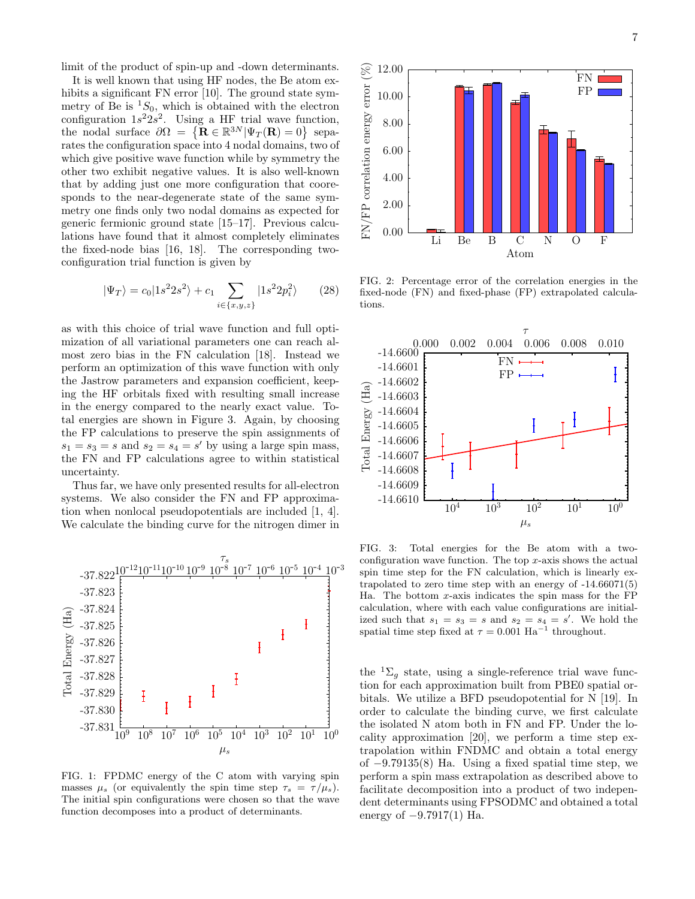limit of the product of spin-up and -down determinants.

It is well known that using HF nodes, the Be atom exhibits a significant FN error [10]. The ground state symmetry of Be is $^1S_0$, which is obtained with the electron configuration $1s^22s^2$. Using a HF trial wave function, the nodal surface $\partial\Omega = \left\{\mathbf{R} \in \mathbb{R}^{3N} | \Psi_T(\mathbf{R}) = 0\right\}$ separates the configuration space into 4 nodal domains, two of which give positive wave function while by symmetry the other two exhibit negative values. It is also well-known that by adding just one more configuration that coorresponds to the near-degenerate state of the same symmetry one finds only two nodal domains as expected for generic fermionic ground state [15–17]. Previous calculations have found that it almost completely eliminates the fixed-node bias [16, 18]. The corresponding two-configuration trial function is given by

$$|\Psi_T\rangle = c_0|1s^22s^2\rangle + c_1 \sum_{i\in\{x,y,z\}} |1s^22p_i^2\rangle \tag{28}$$

as with this choice of trial wave function and full optimization of all variational parameters one can reach almost zero bias in the FN calculation [18]. Instead we perform an optimization of this wave function with only the Jastrow parameters and expansion coefficient, keeping the HF orbitals fixed with resulting small increase in the energy compared to the nearly exact value. Total energies are shown in Figure 3. Again, by choosing the FP calculations to preserve the spin assignments of $s_1 = s_3 = s$ and $s_2 = s_4 = s'$ by using a large spin mass, the FN and FP calculations agree to within statistical uncertainty.

Thus far, we have only presented results for all-electron systems. We also consider the FN and FP approximation when nonlocal pseudopotentials are included [1, 4]. We calculate the binding curve for the nitrogen dimer in the $^1\Sigma_g$ state, using a single-reference trial wave function for each approximation built from PBE0 spatial orbitals. We utilize a BFD pseudopotential for N [19]. In order to calculate the binding curve, we first calculate the isolated N atom both in FN and FP. Under the locality approximation [20], we perform a time step extrapolation within FNDMC and obtain a total energy of $-9.79135(8)$ Ha. Using a fixed spatial time step, we perform a spin mass extrapolation as described above to facilitate decomposition into a product of two independent determinants using FPSODMC and obtained a total energy of $-9.7917(1)$ Ha.

FIG. 1: FPDMC energy of the C atom with varying spin masses $\mu_s$ (or equivalently the spin time step $\tau_s = \tau/\mu_s$). The initial spin configurations were chosen so that the wave function decomposes into a product of determinants.

FIG. 2: Percentage error of the correlation energies in the fixed-node (FN) and fixed-phase (FP) extrapolated calculations.

FIG. 3: Total energies for the Be atom with a two-configuration wave function. The top $x$-axis shows the actual spin time step for the FN calculation, which is linearly extrapolated to zero time step with an energy of -14.66071(5) Ha. The bottom $x$-axis indicates the spin mass for the FP calculation, where with each value configurations are initialized such that $s_1 = s_3 = s$ and $s_2 = s_4 = s'$. We hold the spatial time step fixed at $\tau = 0.001$ Ha$^{-1}$ throughout.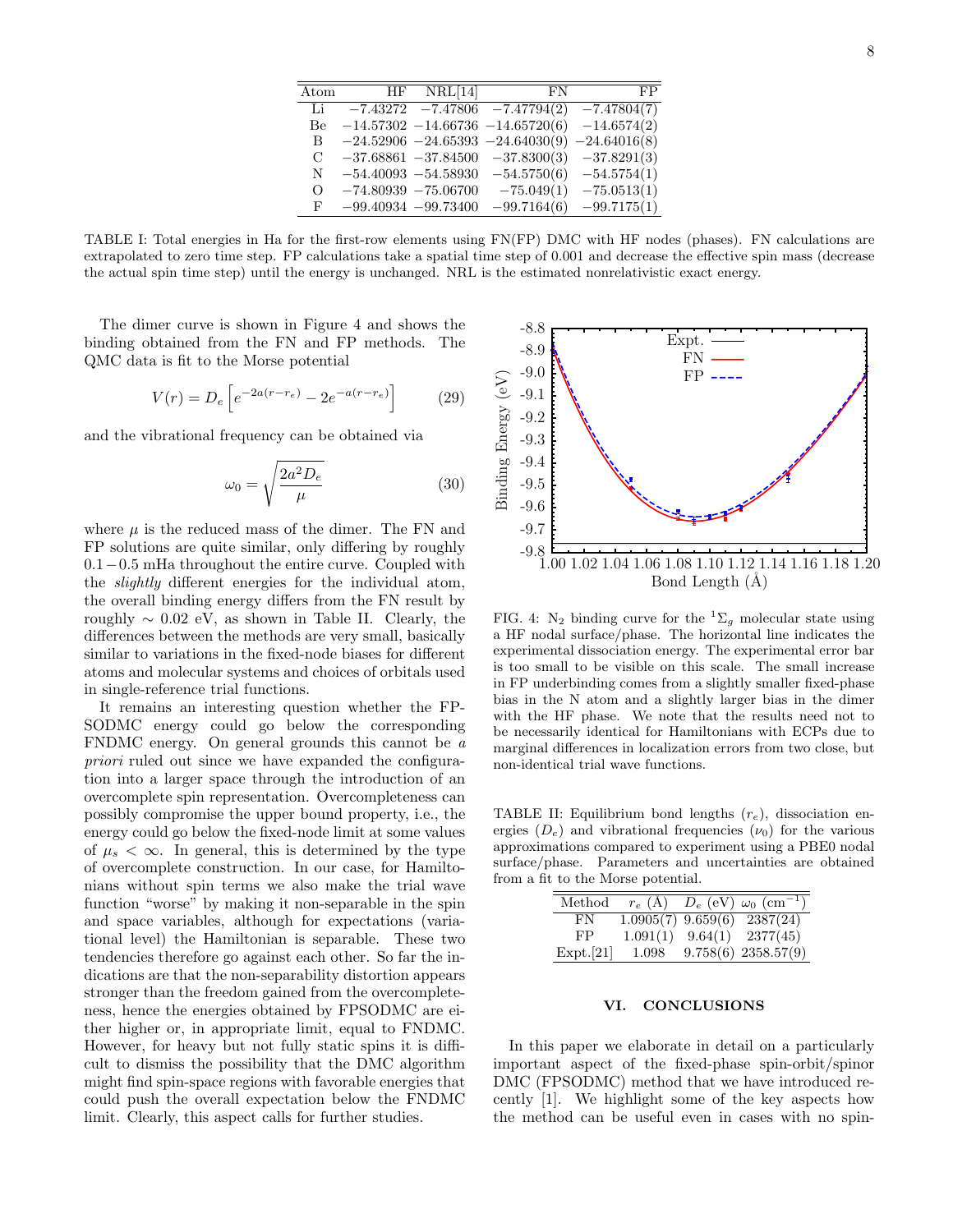| Atom | HF | NRL[14] | FN | FP |
|---|---|---|---|---|
| Li | −7.43272 | −7.47806 | −7.47794(2) | −7.47804(7) |
| Be | −14.57302 | −14.66736 | −14.65720(6) | −14.6574(2) |
| B | −24.52906 | −24.65393 | −24.64030(9) | −24.64016(8) |
| C | −37.68861 | −37.84500 | −37.8300(3) | −37.8291(3) |
| N | −54.40093 | −54.58930 | −54.5750(6) | −54.5754(1) |
| O | −74.80939 | −75.06700 | −75.049(1) | −75.0513(1) |
| F | −99.40934 | −99.73400 | −99.7164(6) | −99.7175(1) |

TABLE I: Total energies in Ha for the first-row elements using FN(FP) DMC with HF nodes (phases). FN calculations are extrapolated to zero time step. FP calculations take a spatial time step of 0.001 and decrease the effective spin mass (decrease the actual spin time step) until the energy is unchanged. NRL is the estimated nonrelativistic exact energy.

The dimer curve is shown in Figure 4 and shows the binding obtained from the FN and FP methods. The QMC data is fit to the Morse potential

$$V(r) = D_e\left[e^{-2a(r-r_e)} - 2e^{-a(r-r_e)}\right] \tag{29}$$

and the vibrational frequency can be obtained via

$$\omega_0 = \sqrt{\frac{2a^2 D_e}{\mu}} \tag{30}$$

where $\mu$ is the reduced mass of the dimer. The FN and FP solutions are quite similar, only differing by roughly $0.1-0.5$ mHa throughout the entire curve. Coupled with the *slightly* different energies for the individual atom, the overall binding energy differs from the FN result by roughly $\sim 0.02$ eV, as shown in Table II. Clearly, the differences between the methods are very small, basically similar to variations in the fixed-node biases for different atoms and molecular systems and choices of orbitals used in single-reference trial functions.

It remains an interesting question whether the FP-SODMC energy could go below the corresponding FNDMC energy. On general grounds this cannot be *a priori* ruled out since we have expanded the configuration into a larger space through the introduction of an overcomplete spin representation. Overcompleteness can possibly compromise the upper bound property, i.e., the energy could go below the fixed-node limit at some values of $\mu_s < \infty$. In general, this is determined by the type of overcomplete construction. In our case, for Hamiltonians without spin terms we also make the trial wave function "worse" by making it non-separable in the spin and space variables, although for expectations (variational level) the Hamiltonian is separable. These two tendencies therefore go against each other. So far the indications are that the non-separability distortion appears stronger than the freedom gained from the overcompleteness, hence the energies obtained by FPSODMC are either higher or, in appropriate limit, equal to FNDMC. However, for heavy but not fully static spins it is difficult to dismiss the possibility that the DMC algorithm might find spin-space regions with favorable energies that could push the overall expectation below the FNDMC limit. Clearly, this aspect calls for further studies.

FIG. 4: $N_2$ binding curve for the ${}^1\Sigma_g$ molecular state using a HF nodal surface/phase. The horizontal line indicates the experimental dissociation energy. The experimental error bar is too small to be visible on this scale. The small increase in FP underbinding comes from a slightly smaller fixed-phase bias in the N atom and a slightly larger bias in the dimer with the HF phase. We note that the results need not to be necessarily identical for Hamiltonians with ECPs due to marginal differences in localization errors from two close, but non-identical trial wave functions.

TABLE II: Equilibrium bond lengths ($r_e$), dissociation energies ($D_e$) and vibrational frequencies ($\nu_0$) for the various approximations compared to experiment using a PBE0 nodal surface/phase. Parameters and uncertainties are obtained from a fit to the Morse potential.

| Method | $r_e$ (Å) | $D_e$ (eV) | $\omega_0$ (cm$^{-1}$) |
|---|---|---|---|
| FN | 1.0905(7) | 9.659(6) | 2387(24) |
| FP | 1.091(1) | 9.64(1) | 2377(45) |
| Expt.[21] | 1.098 | 9.758(6) | 2358.57(9) |

## VI. CONCLUSIONS

In this paper we elaborate in detail on a particularly important aspect of the fixed-phase spin-orbit/spinor DMC (FPSODMC) method that we have introduced recently [1]. We highlight some of the key aspects how the method can be useful even in cases with no spin-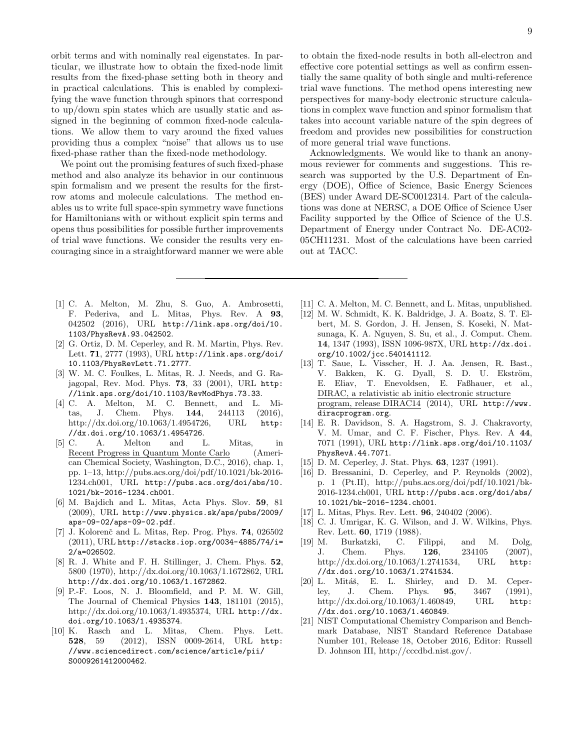orbit terms and with nominally real eigenstates. In particular, we illustrate how to obtain the fixed-node limit results from the fixed-phase setting both in theory and in practical calculations. This is enabled by complexifying the wave function through spinors that correspond to up/down spin states which are usually static and assigned in the beginning of common fixed-node calculations. We allow them to vary around the fixed values providing thus a complex "noise" that allows us to use fixed-phase rather than the fixed-node methodology.

We point out the promising features of such fixed-phase method and also analyze its behavior in our continuous spin formalism and we present the results for the first-row atoms and molecule calculations. The method enables us to write full space-spin symmetry wave functions for Hamiltonians with or without explicit spin terms and opens thus possibilities for possible further improvements of trial wave functions. We consider the results very encouraging since in a straightforward manner we were able to obtain the fixed-node results in both all-electron and effective core potential settings as well as confirm essentially the same quality of both single and multi-reference trial wave functions. The method opens interesting new perspectives for many-body electronic structure calculations in complex wave function and spinor formalism that takes into account variable nature of the spin degrees of freedom and provides new possibilities for construction of more general trial wave functions.

Acknowledgments. We would like to thank an anonymous reviewer for comments and suggestions. This research was supported by the U.S. Department of Energy (DOE), Office of Science, Basic Energy Sciences (BES) under Award DE-SC0012314. Part of the calculations was done at NERSC, a DOE Office of Science User Facility supported by the Office of Science of the U.S. Department of Energy under Contract No. DE-AC02-05CH11231. Most of the calculations have been carried out at TACC.

---

[1] C. A. Melton, M. Zhu, S. Guo, A. Ambrosetti, F. Pederiva, and L. Mitas, Phys. Rev. A **93**, 042502 (2016), URL http://link.aps.org/doi/10.1103/PhysRevA.93.042502.

[2] G. Ortiz, D. M. Ceperley, and R. M. Martin, Phys. Rev. Lett. **71**, 2777 (1993), URL http://link.aps.org/doi/10.1103/PhysRevLett.71.2777.

[3] W. M. C. Foulkes, L. Mitas, R. J. Needs, and G. Rajagopal, Rev. Mod. Phys. **73**, 33 (2001), URL http://link.aps.org/doi/10.1103/RevModPhys.73.33.

[4] C. A. Melton, M. C. Bennett, and L. Mitas, J. Chem. Phys. **144**, 244113 (2016), http://dx.doi.org/10.1063/1.4954726, URL http://dx.doi.org/10.1063/1.4954726.

[5] C. A. Melton and L. Mitas, in Recent Progress in Quantum Monte Carlo (American Chemical Society, Washington, D.C., 2016), chap. 1, pp. 1–13, http://pubs.acs.org/doi/pdf/10.1021/bk-2016-1234.ch001, URL http://pubs.acs.org/doi/abs/10.1021/bk-2016-1234.ch001.

[6] M. Bajdich and L. Mitas, Acta Phys. Slov. **59**, 81 (2009), URL http://www.physics.sk/aps/pubs/2009/aps-09-02/aps-09-02.pdf.

[7] J. Kolorenč and L. Mitas, Rep. Prog. Phys. **74**, 026502 (2011), URL http://stacks.iop.org/0034-4885/74/i=2/a=026502.

[8] R. J. White and F. H. Stillinger, J. Chem. Phys. **52**, 5800 (1970), http://dx.doi.org/10.1063/1.1672862, URL http://dx.doi.org/10.1063/1.1672862.

[9] P.-F. Loos, N. J. Bloomfield, and P. M. W. Gill, The Journal of Chemical Physics **143**, 181101 (2015), http://dx.doi.org/10.1063/1.4935374, URL http://dx.doi.org/10.1063/1.4935374.

[10] K. Rasch and L. Mitas, Chem. Phys. Lett. **528**, 59 (2012), ISSN 0009-2614, URL http://www.sciencedirect.com/science/article/pii/S0009261412000462.

[11] C. A. Melton, M. C. Bennett, and L. Mitas, unpublished.

[12] M. W. Schmidt, K. K. Baldridge, J. A. Boatz, S. T. Elbert, M. S. Gordon, J. H. Jensen, S. Koseki, N. Matsunaga, K. A. Nguyen, S. Su, et al., J. Comput. Chem. **14**, 1347 (1993), ISSN 1096-987X, URL http://dx.doi.org/10.1002/jcc.540141112.

[13] T. Saue, L. Visscher, H. J. Aa. Jensen, R. Bast., V. Bakken, K. G. Dyall, S. D. U. Ekström, E. Eliav, T. Enevoldsen, E. Faßhauer, et al., DIRAC, a relativistic ab initio electronic structure program, release DIRAC14 (2014), URL http://www.diracprogram.org.

[14] E. R. Davidson, S. A. Hagstrom, S. J. Chakravorty, V. M. Umar, and C. F. Fischer, Phys. Rev. A **44**, 7071 (1991), URL http://link.aps.org/doi/10.1103/PhysRevA.44.7071.

[15] D. M. Ceperley, J. Stat. Phys. **63**, 1237 (1991).

[16] D. Bressanini, D. Ceperley, and P. Reynolds (2002), p. 1 (Pt.II), http://pubs.acs.org/doi/pdf/10.1021/bk-2016-1234.ch001, URL http://pubs.acs.org/doi/abs/10.1021/bk-2016-1234.ch001.

[17] L. Mitas, Phys. Rev. Lett. **96**, 240402 (2006).

[18] C. J. Umrigar, K. G. Wilson, and J. W. Wilkins, Phys. Rev. Lett. **60**, 1719 (1988).

[19] M. Burkatzki, C. Filippi, and M. Dolg, J. Chem. Phys. **126**, 234105 (2007), http://dx.doi.org/10.1063/1.2741534, URL http://dx.doi.org/10.1063/1.2741534.

[20] L. Mitáš, E. L. Shirley, and D. M. Ceperley, J. Chem. Phys. **95**, 3467 (1991), http://dx.doi.org/10.1063/1.460849, URL http://dx.doi.org/10.1063/1.460849.

[21] NIST Computational Chemistry Comparison and Benchmark Database, NIST Standard Reference Database Number 101, Release 18, October 2016, Editor: Russell D. Johnson III, http://cccbdb.nist.gov/.